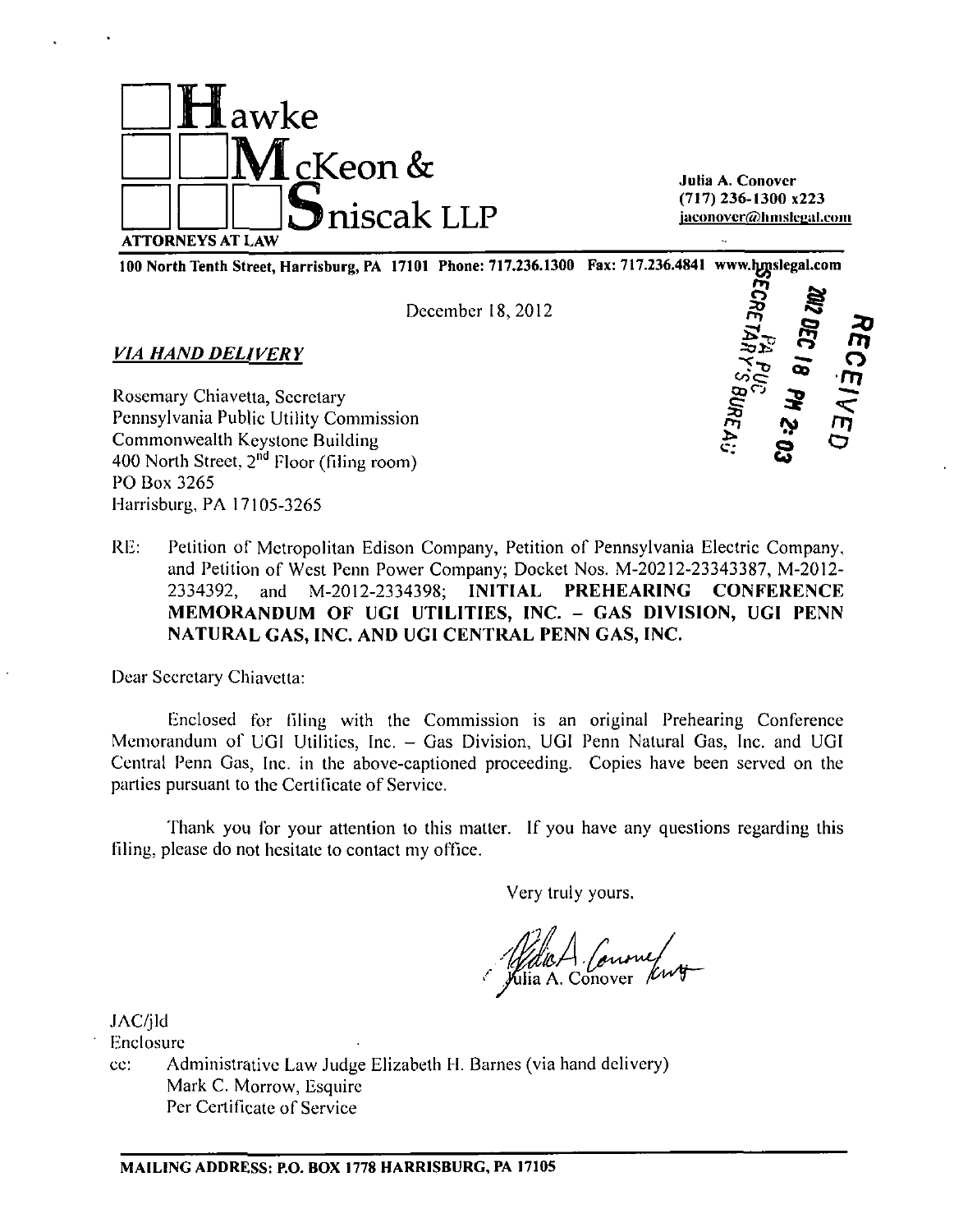# Hawke McKeon & Sniscak LLP

ATTORNEYS AT LAW

Julia A. Conover
(717) 236-1300 x223
jaconover@hmslegal.com

100 North Tenth Street, Harrisburg, PA 17101 Phone: 717.236.1300 Fax: 717.236.4841 www.hmslegal.com

RECEIVED
2012 DEC 18 PM 2:03
PA PUC
SECRETARY'S BUREAU

December 18, 2012

***VIA HAND DELIVERY***

Rosemary Chiavetta, Secretary
Pennsylvania Public Utility Commission
Commonwealth Keystone Building
400 North Street, 2nd Floor (filing room)
PO Box 3265
Harrisburg, PA 17105-3265

RE: Petition of Metropolitan Edison Company, Petition of Pennsylvania Electric Company, and Petition of West Penn Power Company; Docket Nos. M-20212-23343387, M-2012-2334392, and M-2012-2334398; **INITIAL PREHEARING CONFERENCE MEMORANDUM OF UGI UTILITIES, INC. – GAS DIVISION, UGI PENN NATURAL GAS, INC. AND UGI CENTRAL PENN GAS, INC.**

Dear Secretary Chiavetta:

Enclosed for filing with the Commission is an original Prehearing Conference Memorandum of UGI Utilities, Inc. – Gas Division, UGI Penn Natural Gas, Inc. and UGI Central Penn Gas, Inc. in the above-captioned proceeding. Copies have been served on the parties pursuant to the Certificate of Service.

Thank you for your attention to this matter. If you have any questions regarding this filing, please do not hesitate to contact my office.

Very truly yours,

Julia A. Conover

JAC/jld
Enclosure
cc: Administrative Law Judge Elizabeth H. Barnes (via hand delivery)
Mark C. Morrow, Esquire
Per Certificate of Service

**MAILING ADDRESS: P.O. BOX 1778 HARRISBURG, PA 17105**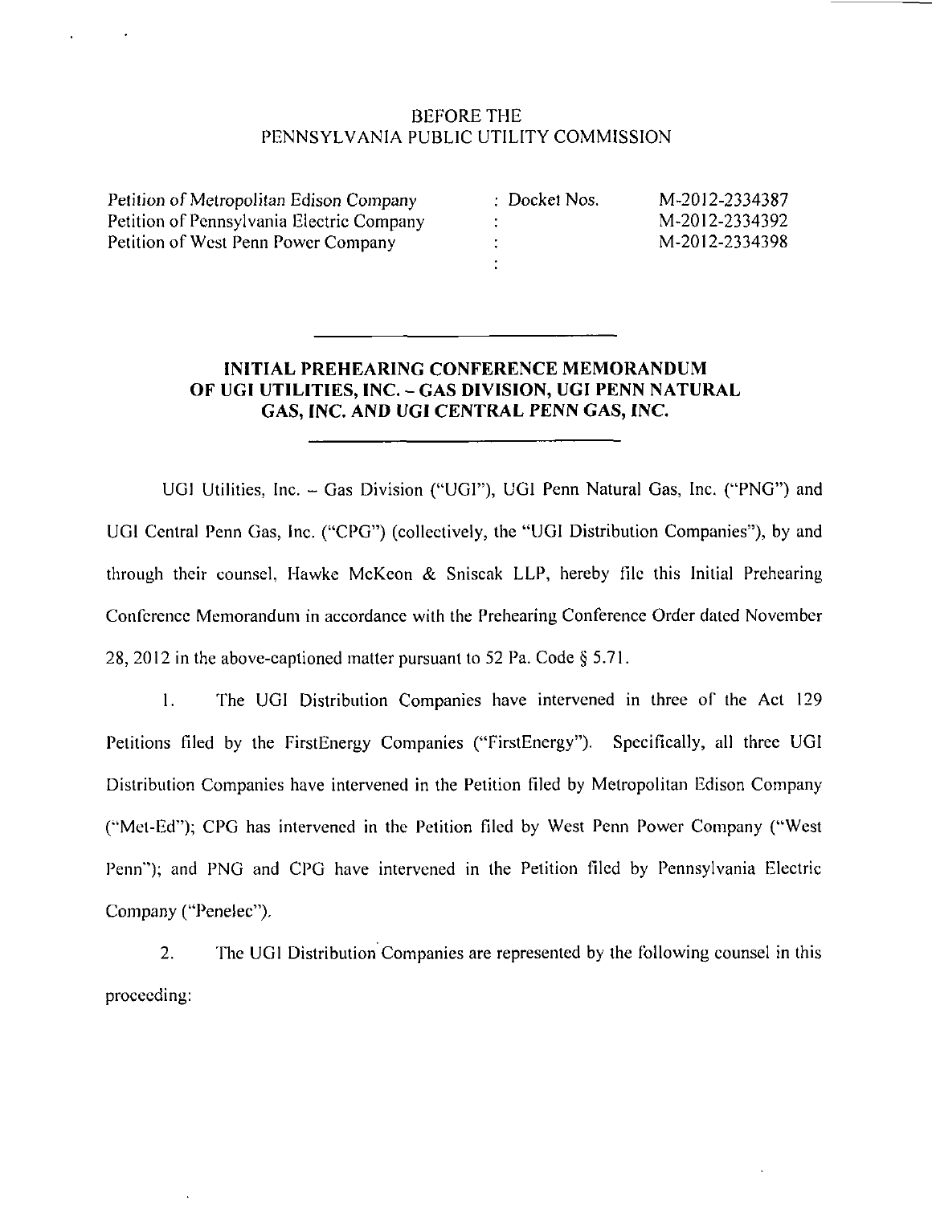BEFORE THE
PENNSYLVANIA PUBLIC UTILITY COMMISSION

| | | |
|---|---|---|
| Petition of Metropolitan Edison Company | : Docket Nos. | M-2012-2334387 |
| Petition of Pennsylvania Electric Company | : | M-2012-2334392 |
| Petition of West Penn Power Company | : | M-2012-2334398 |
| | : | |

## INITIAL PREHEARING CONFERENCE MEMORANDUM OF UGI UTILITIES, INC. – GAS DIVISION, UGI PENN NATURAL GAS, INC. AND UGI CENTRAL PENN GAS, INC.

UGI Utilities, Inc. – Gas Division ("UGI"), UGI Penn Natural Gas, Inc. ("PNG") and UGI Central Penn Gas, Inc. ("CPG") (collectively, the "UGI Distribution Companies"), by and through their counsel, Hawke McKeon & Sniscak LLP, hereby file this Initial Prehearing Conference Memorandum in accordance with the Prehearing Conference Order dated November 28, 2012 in the above-captioned matter pursuant to 52 Pa. Code § 5.71.

1. The UGI Distribution Companies have intervened in three of the Act 129 Petitions filed by the FirstEnergy Companies ("FirstEnergy"). Specifically, all three UGI Distribution Companies have intervened in the Petition filed by Metropolitan Edison Company ("Met-Ed"); CPG has intervened in the Petition filed by West Penn Power Company ("West Penn"); and PNG and CPG have intervened in the Petition filed by Pennsylvania Electric Company ("Penelec").

2. The UGI Distribution Companies are represented by the following counsel in this proceeding: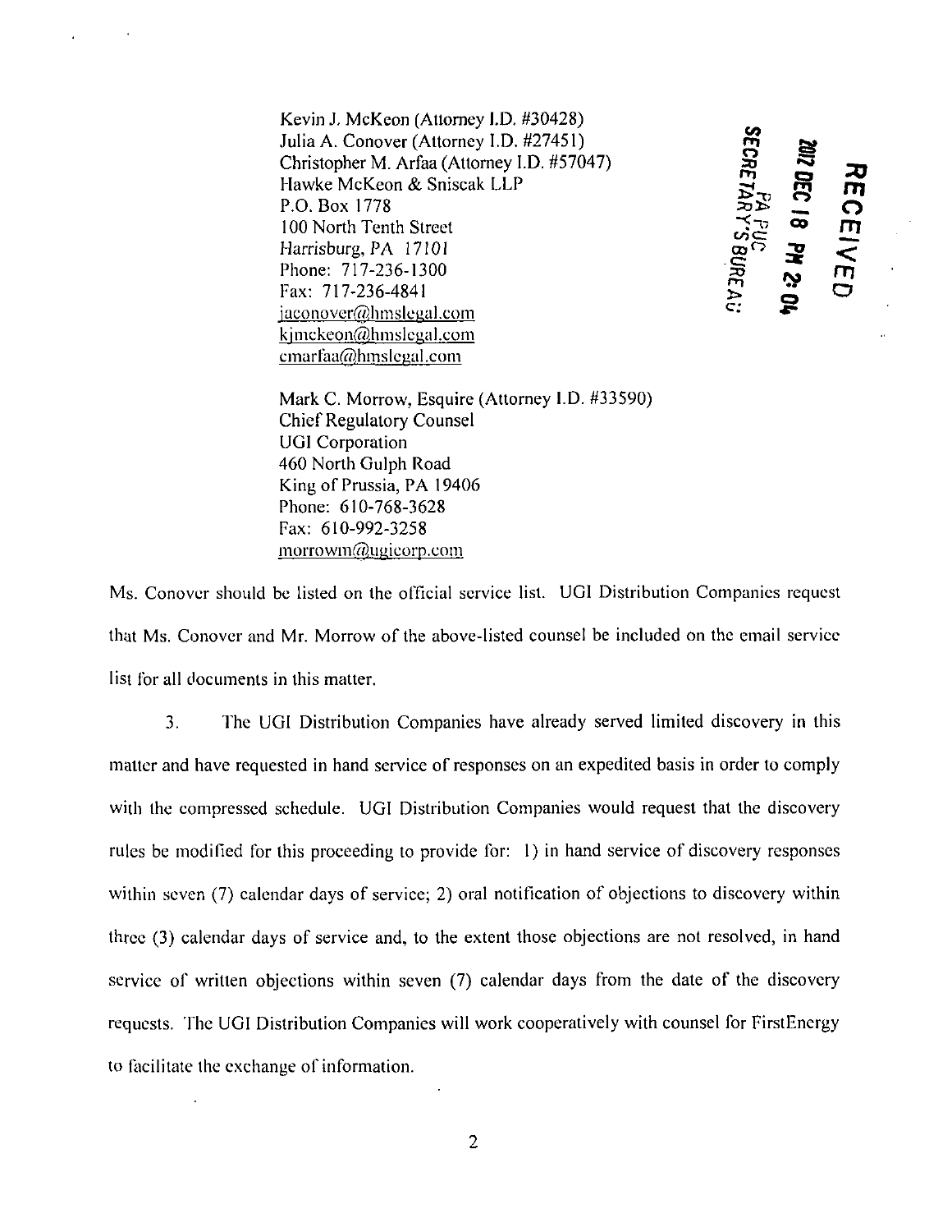Kevin J. McKeon (Attorney I.D. #30428)
Julia A. Conover (Attorney I.D. #27451)
Christopher M. Arfaa (Attorney I.D. #57047)
Hawke McKeon & Sniscak LLP
P.O. Box 1778
100 North Tenth Street
Harrisburg, PA 17101
Phone: 717-236-1300
Fax: 717-236-4841
jaconover@hmslegal.com
kjmckeon@hmslegal.com
cmarfaa@hmslegal.com

RECEIVED
2012 DEC 18 PM 2:04
PA PUC
SECRETARY'S BUREAU

Mark C. Morrow, Esquire (Attorney I.D. #33590)
Chief Regulatory Counsel
UGI Corporation
460 North Gulph Road
King of Prussia, PA 19406
Phone: 610-768-3628
Fax: 610-992-3258
morrowm@ugicorp.com

Ms. Conover should be listed on the official service list. UGI Distribution Companies request that Ms. Conover and Mr. Morrow of the above-listed counsel be included on the email service list for all documents in this matter.

3. The UGI Distribution Companies have already served limited discovery in this matter and have requested in hand service of responses on an expedited basis in order to comply with the compressed schedule. UGI Distribution Companies would request that the discovery rules be modified for this proceeding to provide for: 1) in hand service of discovery responses within seven (7) calendar days of service; 2) oral notification of objections to discovery within three (3) calendar days of service and, to the extent those objections are not resolved, in hand service of written objections within seven (7) calendar days from the date of the discovery requests. The UGI Distribution Companies will work cooperatively with counsel for FirstEnergy to facilitate the exchange of information.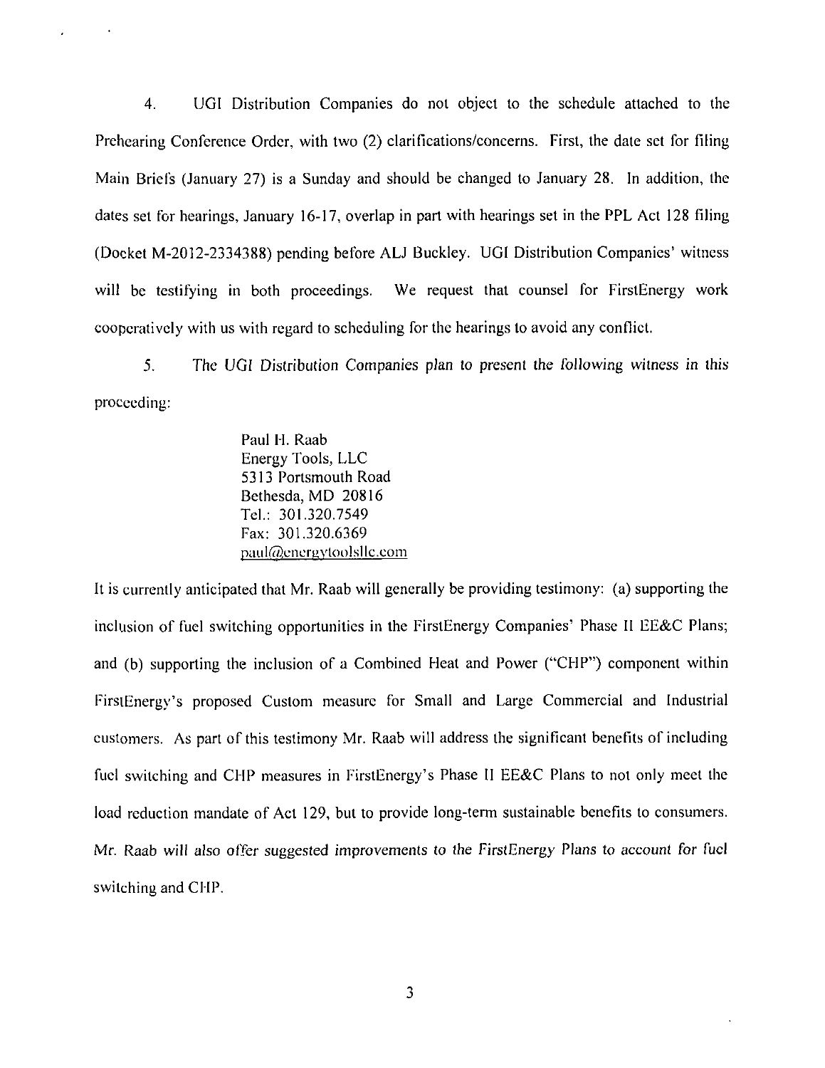4. UGI Distribution Companies do not object to the schedule attached to the Prehearing Conference Order, with two (2) clarifications/concerns. First, the date set for filing Main Briefs (January 27) is a Sunday and should be changed to January 28. In addition, the dates set for hearings, January 16-17, overlap in part with hearings set in the PPL Act 128 filing (Docket M-2012-2334388) pending before ALJ Buckley. UGI Distribution Companies' witness will be testifying in both proceedings. We request that counsel for FirstEnergy work cooperatively with us with regard to scheduling for the hearings to avoid any conflict.

5. The UGI Distribution Companies plan to present the following witness in this proceeding:

> Paul H. Raab
> Energy Tools, LLC
> 5313 Portsmouth Road
> Bethesda, MD 20816
> Tel.: 301.320.7549
> Fax: 301.320.6369
> paul@energytoolsllc.com

It is currently anticipated that Mr. Raab will generally be providing testimony: (a) supporting the inclusion of fuel switching opportunities in the FirstEnergy Companies' Phase II EE&C Plans; and (b) supporting the inclusion of a Combined Heat and Power ("CHP") component within FirstEnergy's proposed Custom measure for Small and Large Commercial and Industrial customers. As part of this testimony Mr. Raab will address the significant benefits of including fuel switching and CHP measures in FirstEnergy's Phase II EE&C Plans to not only meet the load reduction mandate of Act 129, but to provide long-term sustainable benefits to consumers. Mr. Raab will also offer suggested improvements to the FirstEnergy Plans to account for fuel switching and CHP.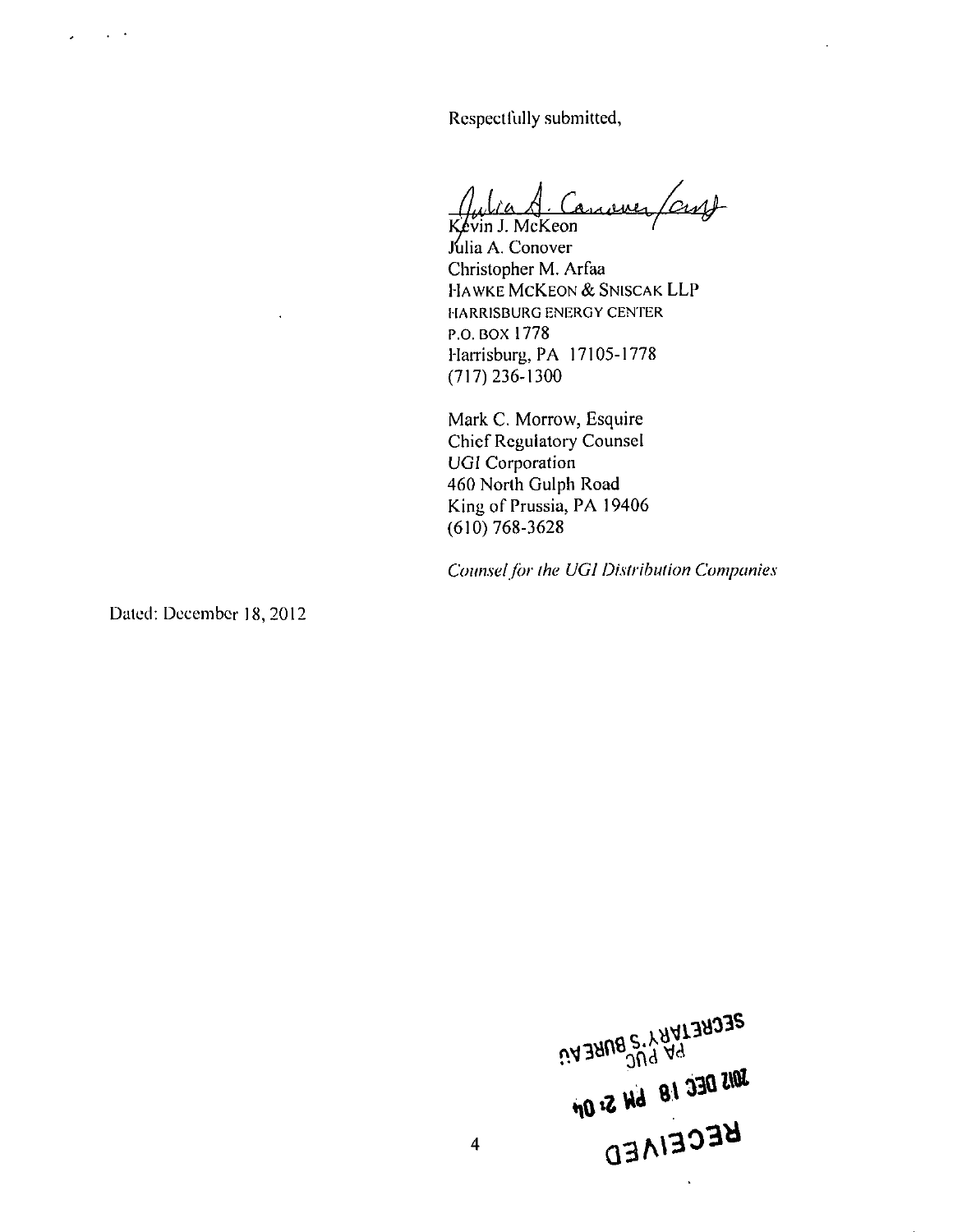Respectfully submitted,

Julia A. Conover /cmf

Kevin J. McKeon
Julia A. Conover
Christopher M. Arfaa
HAWKE MCKEON & SNISCAK LLP
HARRISBURG ENERGY CENTER
P.O. BOX 1778
Harrisburg, PA 17105-1778
(717) 236-1300

Mark C. Morrow, Esquire
Chief Regulatory Counsel
UGI Corporation
460 North Gulph Road
King of Prussia, PA 19406
(610) 768-3628

*Counsel for the UGI Distribution Companies*

Dated: December 18, 2012

RECEIVED
2012 DEC 18 PM 2:04
PA PUC
SECRETARY'S BUREAU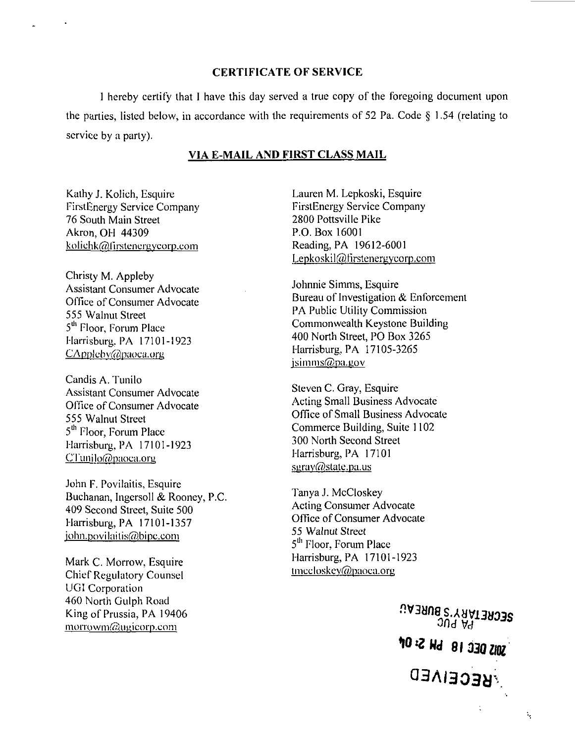## CERTIFICATE OF SERVICE

I hereby certify that I have this day served a true copy of the foregoing document upon the parties, listed below, in accordance with the requirements of 52 Pa. Code § 1.54 (relating to service by a party).

**VIA E-MAIL AND FIRST CLASS MAIL**

Kathy J. Kolich, Esquire
FirstEnergy Service Company
76 South Main Street
Akron, OH 44309
kolichk@firstenergycorp.com

Christy M. Appleby
Assistant Consumer Advocate
Office of Consumer Advocate
555 Walnut Street
5th Floor, Forum Place
Harrisburg, PA 17101-1923
CAppleby@paoca.org

Candis A. Tunilo
Assistant Consumer Advocate
Office of Consumer Advocate
555 Walnut Street
5th Floor, Forum Place
Harrisburg, PA 17101-1923
CTunilo@paoca.org

John F. Povilaitis, Esquire
Buchanan, Ingersoll & Rooney, P.C.
409 Second Street, Suite 500
Harrisburg, PA 17101-1357
john.povilaitis@bipc.com

Mark C. Morrow, Esquire
Chief Regulatory Counsel
UGI Corporation
460 North Gulph Road
King of Prussia, PA 19406
morrowm@ugicorp.com

Lauren M. Lepkoski, Esquire
FirstEnergy Service Company
2800 Pottsville Pike
P.O. Box 16001
Reading, PA 19612-6001
Lepkoskil@firstenergycorp.com

Johnnie Simms, Esquire
Bureau of Investigation & Enforcement
PA Public Utility Commission
Commonwealth Keystone Building
400 North Street, PO Box 3265
Harrisburg, PA 17105-3265
jsimms@pa.gov

Steven C. Gray, Esquire
Acting Small Business Advocate
Office of Small Business Advocate
Commerce Building, Suite 1102
300 North Second Street
Harrisburg, PA 17101
sgray@state.pa.us

Tanya J. McCloskey
Acting Consumer Advocate
Office of Consumer Advocate
55 Walnut Street
5th Floor, Forum Place
Harrisburg, PA 17101-1923
tmccloskey@paoca.org

RECEIVED
2012 DEC 18 PM 2:04
PA PUC
SECRETARY'S BUREAU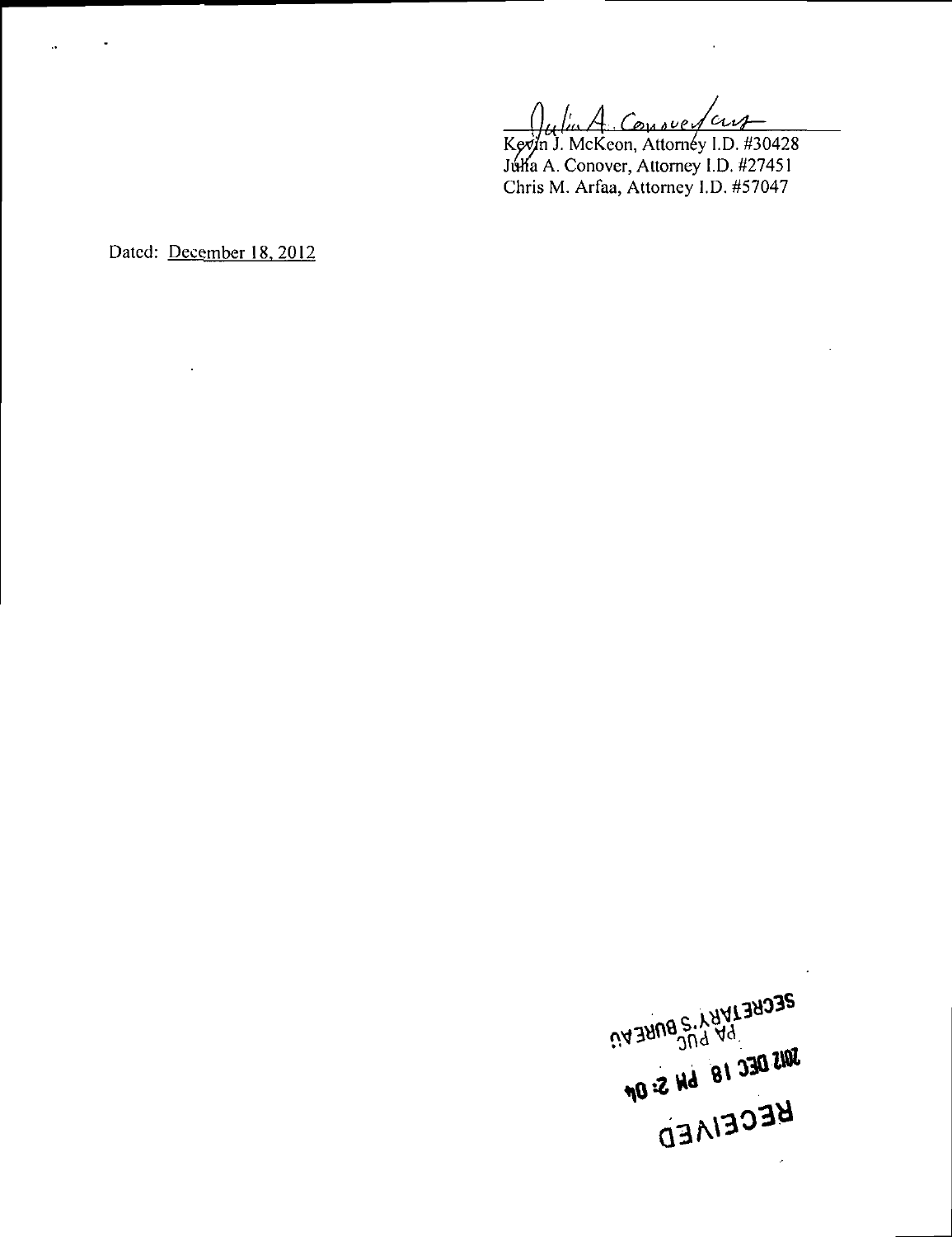Julia A. Conover/cus

Kevin J. McKeon, Attorney I.D. #30428
Julia A. Conover, Attorney I.D. #27451
Chris M. Arfaa, Attorney I.D. #57047

Dated: December 18, 2012

RECEIVED
2012 DEC 18 PM 2: 04
PA PUC
SECRETARY'S BUREAU